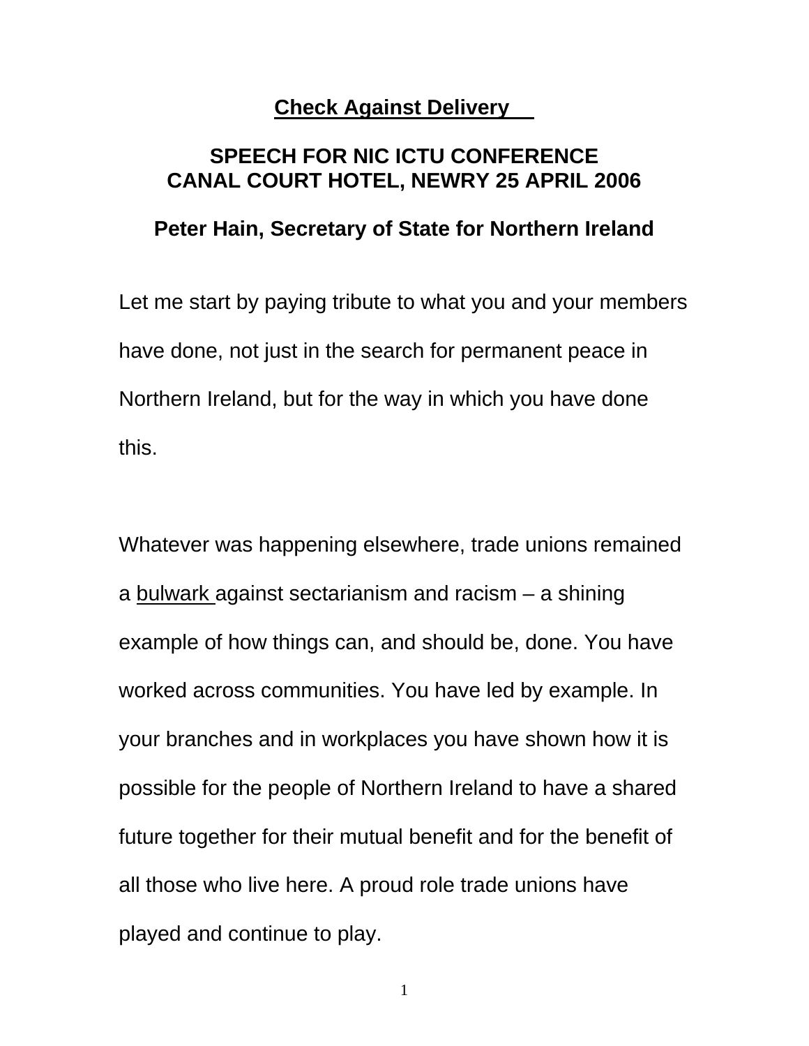**Check Against Delivery**

# SPEECH FOR NIC ICTU CONFERENCE
# CANAL COURT HOTEL, NEWRY 25 APRIL 2006

## Peter Hain, Secretary of State for Northern Ireland

Let me start by paying tribute to what you and your members have done, not just in the search for permanent peace in Northern Ireland, but for the way in which you have done this.

Whatever was happening elsewhere, trade unions remained a bulwark against sectarianism and racism – a shining example of how things can, and should be, done. You have worked across communities. You have led by example. In your branches and in workplaces you have shown how it is possible for the people of Northern Ireland to have a shared future together for their mutual benefit and for the benefit of all those who live here. A proud role trade unions have played and continue to play.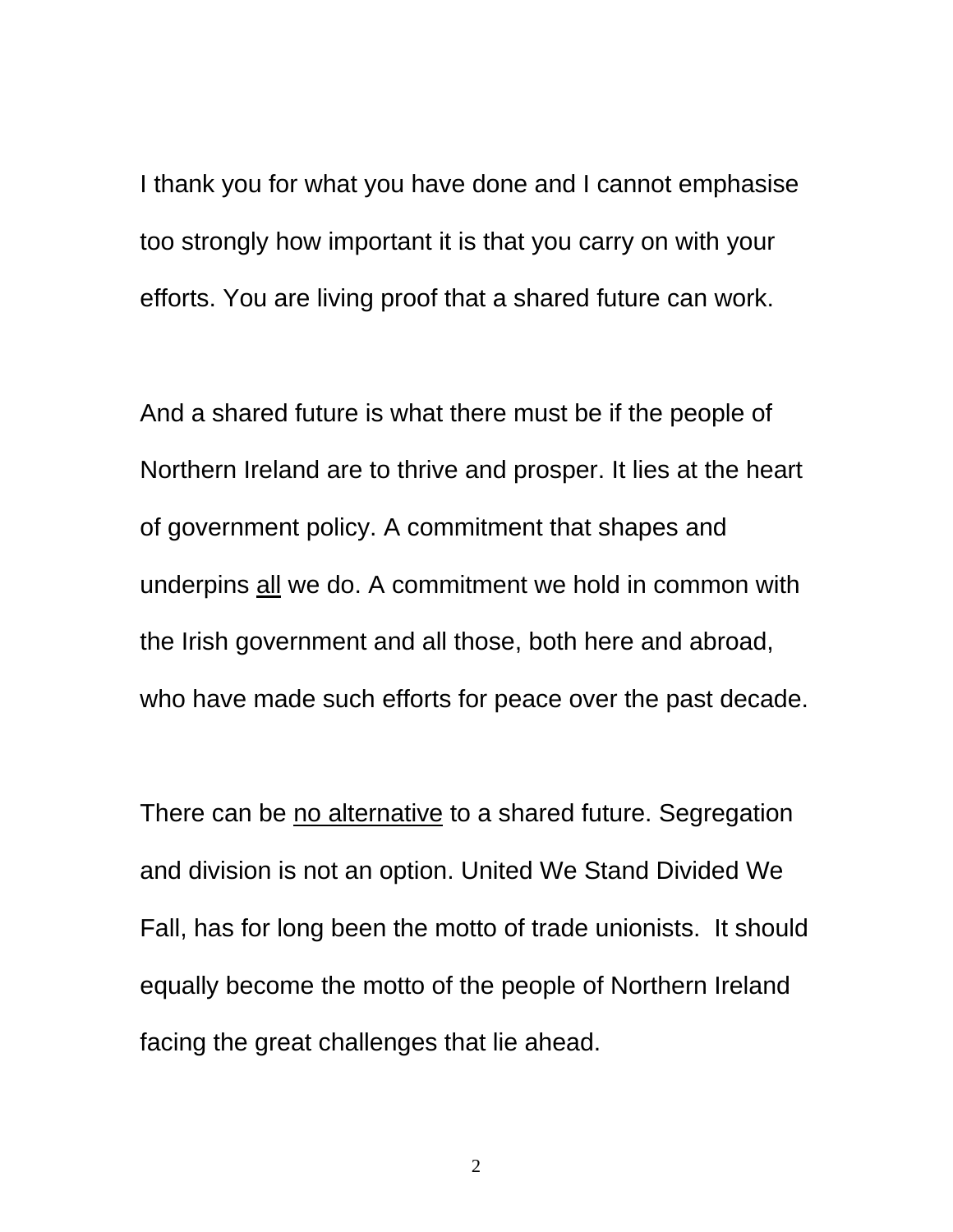I thank you for what you have done and I cannot emphasise too strongly how important it is that you carry on with your efforts. You are living proof that a shared future can work.

And a shared future is what there must be if the people of Northern Ireland are to thrive and prosper. It lies at the heart of government policy. A commitment that shapes and underpins <u>all</u> we do. A commitment we hold in common with the Irish government and all those, both here and abroad, who have made such efforts for peace over the past decade.

There can be <u>no alternative</u> to a shared future. Segregation and division is not an option. United We Stand Divided We Fall, has for long been the motto of trade unionists. It should equally become the motto of the people of Northern Ireland facing the great challenges that lie ahead.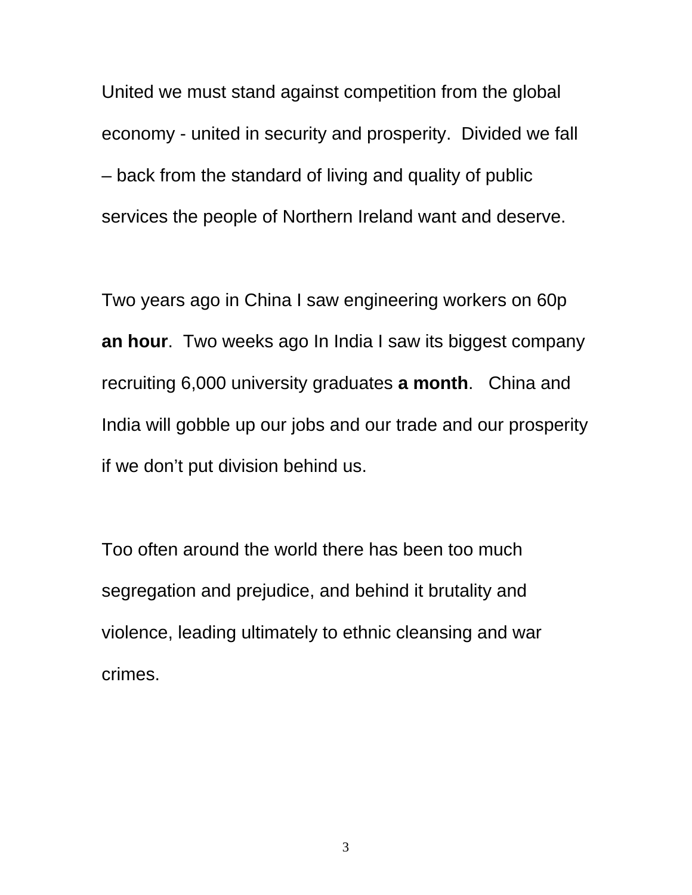United we must stand against competition from the global economy - united in security and prosperity. Divided we fall – back from the standard of living and quality of public services the people of Northern Ireland want and deserve.

Two years ago in China I saw engineering workers on 60p **an hour**. Two weeks ago In India I saw its biggest company recruiting 6,000 university graduates **a month**. China and India will gobble up our jobs and our trade and our prosperity if we don't put division behind us.

Too often around the world there has been too much segregation and prejudice, and behind it brutality and violence, leading ultimately to ethnic cleansing and war crimes.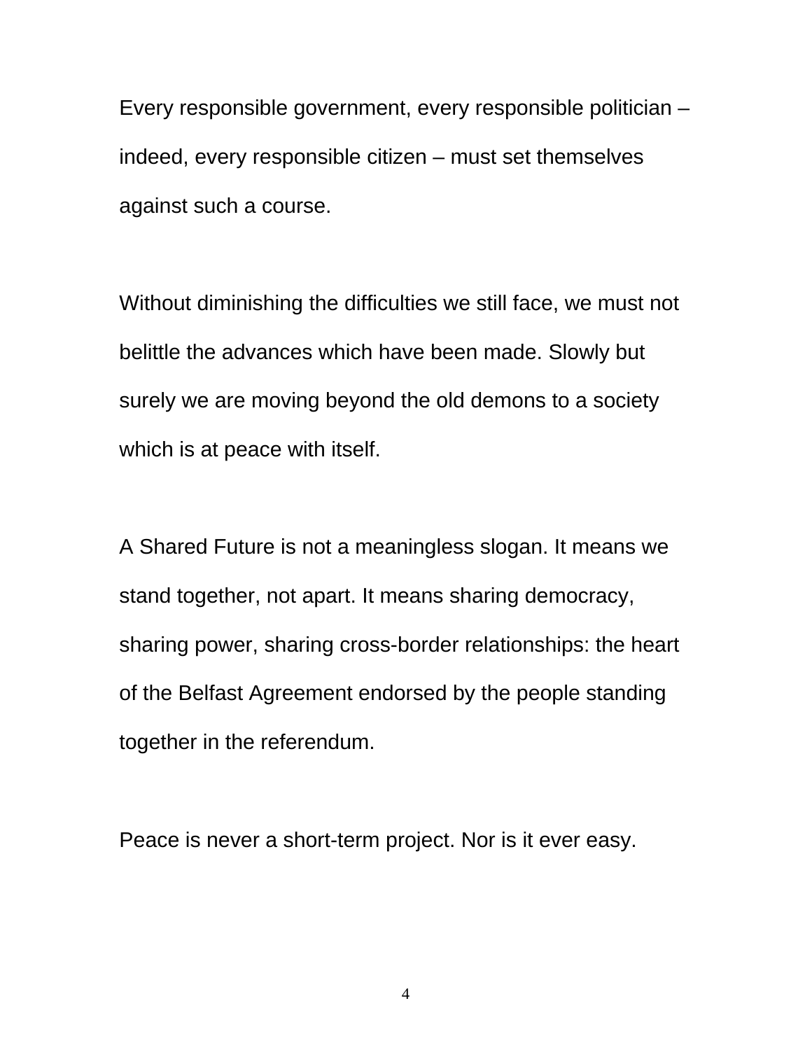Every responsible government, every responsible politician – indeed, every responsible citizen – must set themselves against such a course.

Without diminishing the difficulties we still face, we must not belittle the advances which have been made. Slowly but surely we are moving beyond the old demons to a society which is at peace with itself.

A Shared Future is not a meaningless slogan. It means we stand together, not apart. It means sharing democracy, sharing power, sharing cross-border relationships: the heart of the Belfast Agreement endorsed by the people standing together in the referendum.

Peace is never a short-term project. Nor is it ever easy.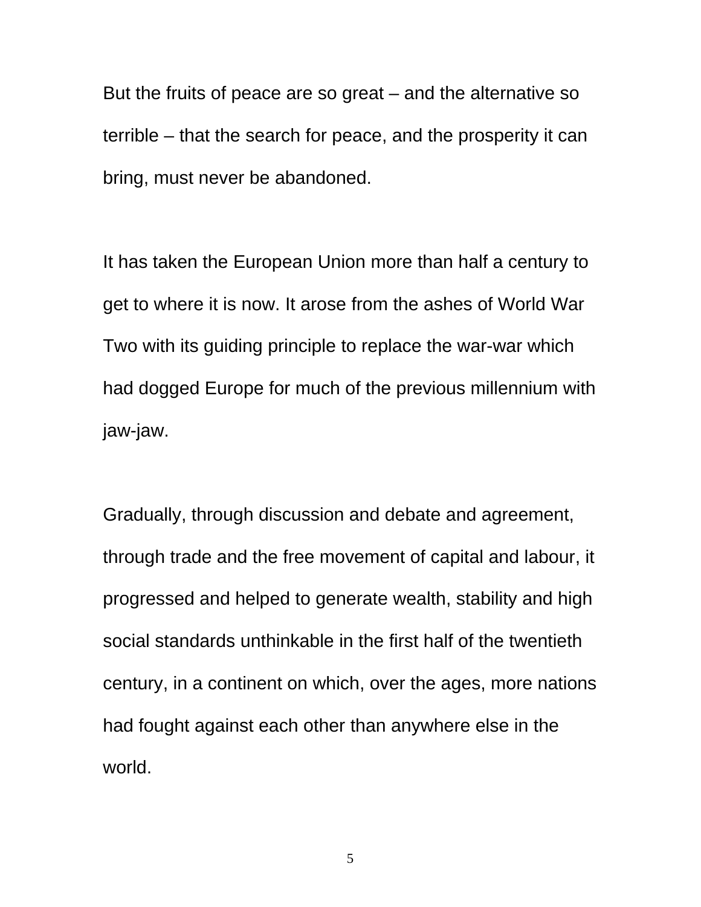But the fruits of peace are so great – and the alternative so terrible – that the search for peace, and the prosperity it can bring, must never be abandoned.

It has taken the European Union more than half a century to get to where it is now. It arose from the ashes of World War Two with its guiding principle to replace the war-war which had dogged Europe for much of the previous millennium with jaw-jaw.

Gradually, through discussion and debate and agreement, through trade and the free movement of capital and labour, it progressed and helped to generate wealth, stability and high social standards unthinkable in the first half of the twentieth century, in a continent on which, over the ages, more nations had fought against each other than anywhere else in the world.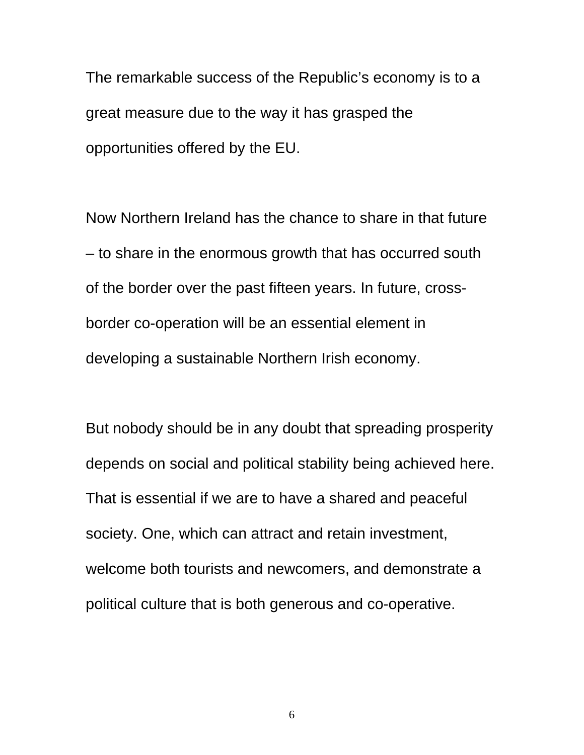The remarkable success of the Republic's economy is to a great measure due to the way it has grasped the opportunities offered by the EU.

Now Northern Ireland has the chance to share in that future – to share in the enormous growth that has occurred south of the border over the past fifteen years. In future, cross-border co-operation will be an essential element in developing a sustainable Northern Irish economy.

But nobody should be in any doubt that spreading prosperity depends on social and political stability being achieved here. That is essential if we are to have a shared and peaceful society. One, which can attract and retain investment, welcome both tourists and newcomers, and demonstrate a political culture that is both generous and co-operative.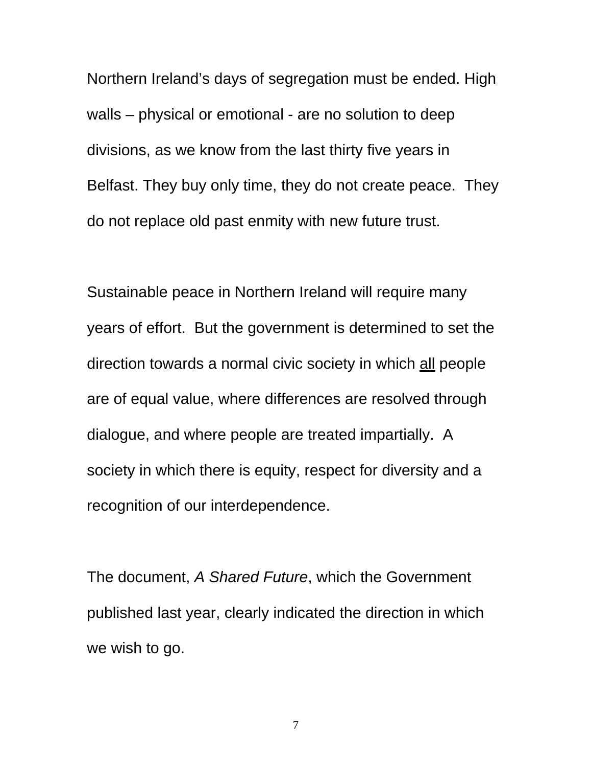Northern Ireland's days of segregation must be ended. High walls – physical or emotional - are no solution to deep divisions, as we know from the last thirty five years in Belfast. They buy only time, they do not create peace. They do not replace old past enmity with new future trust.

Sustainable peace in Northern Ireland will require many years of effort. But the government is determined to set the direction towards a normal civic society in which <u>all</u> people are of equal value, where differences are resolved through dialogue, and where people are treated impartially. A society in which there is equity, respect for diversity and a recognition of our interdependence.

The document, *A Shared Future*, which the Government published last year, clearly indicated the direction in which we wish to go.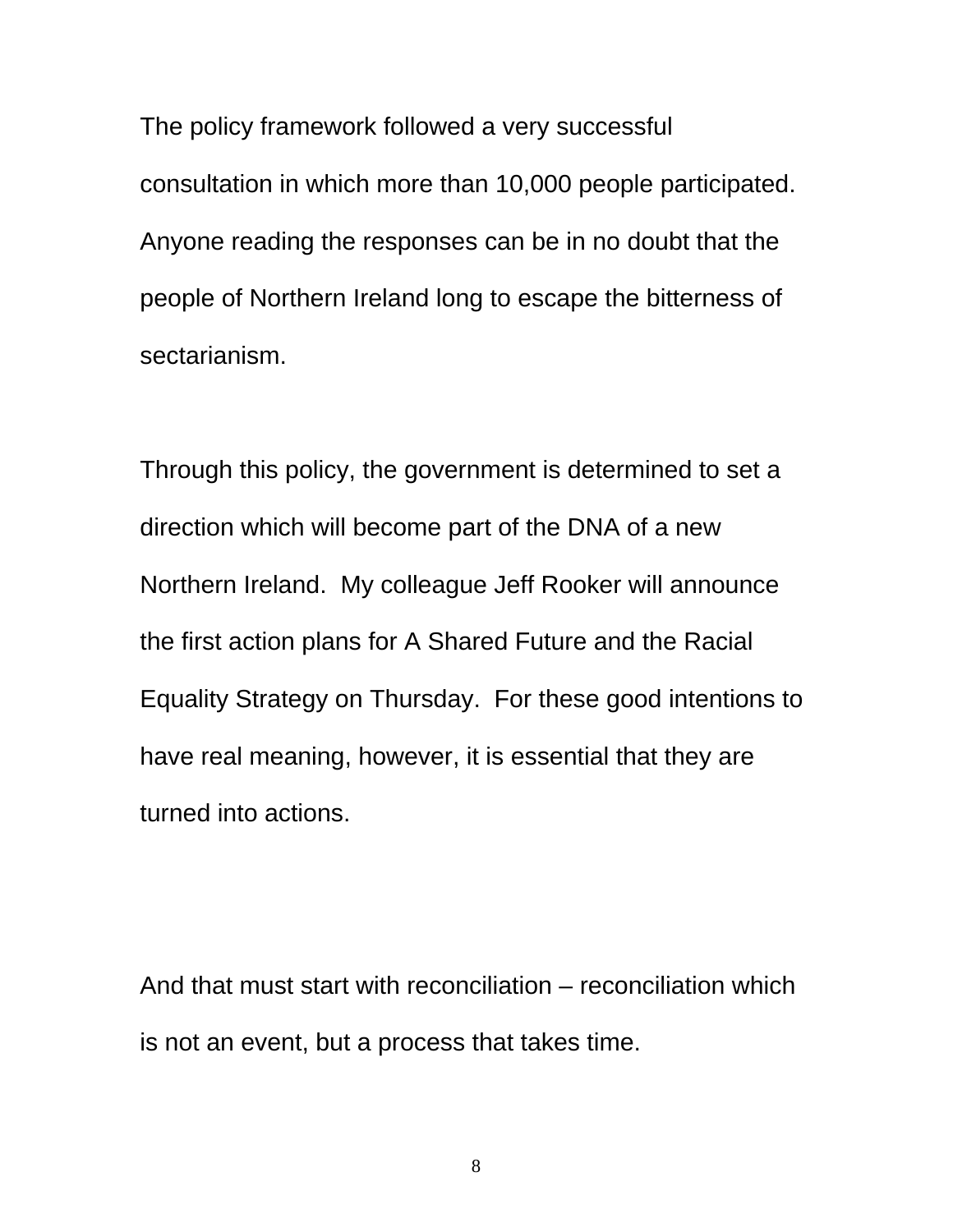The policy framework followed a very successful consultation in which more than 10,000 people participated. Anyone reading the responses can be in no doubt that the people of Northern Ireland long to escape the bitterness of sectarianism.

Through this policy, the government is determined to set a direction which will become part of the DNA of a new Northern Ireland. My colleague Jeff Rooker will announce the first action plans for A Shared Future and the Racial Equality Strategy on Thursday. For these good intentions to have real meaning, however, it is essential that they are turned into actions.

And that must start with reconciliation – reconciliation which is not an event, but a process that takes time.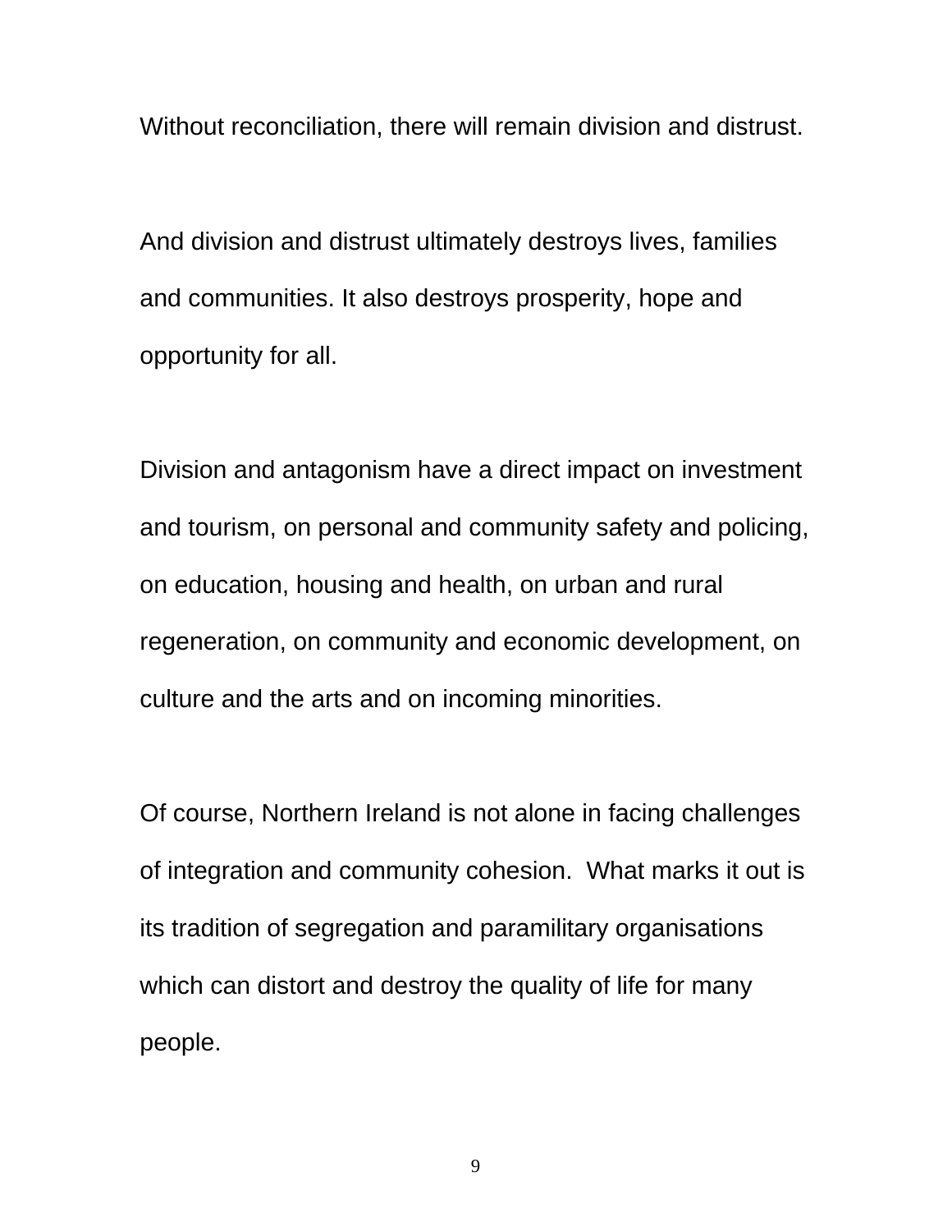Without reconciliation, there will remain division and distrust.

And division and distrust ultimately destroys lives, families and communities. It also destroys prosperity, hope and opportunity for all.

Division and antagonism have a direct impact on investment and tourism, on personal and community safety and policing, on education, housing and health, on urban and rural regeneration, on community and economic development, on culture and the arts and on incoming minorities.

Of course, Northern Ireland is not alone in facing challenges of integration and community cohesion.  What marks it out is its tradition of segregation and paramilitary organisations which can distort and destroy the quality of life for many people.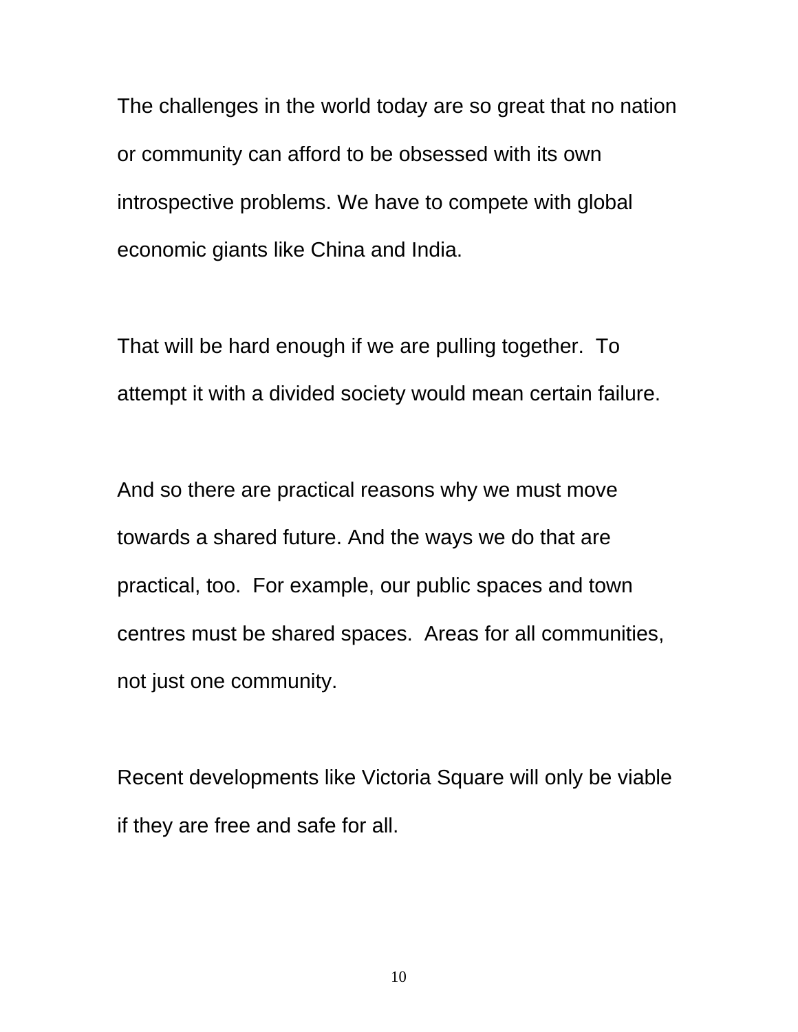The challenges in the world today are so great that no nation or community can afford to be obsessed with its own introspective problems. We have to compete with global economic giants like China and India.

That will be hard enough if we are pulling together. To attempt it with a divided society would mean certain failure.

And so there are practical reasons why we must move towards a shared future. And the ways we do that are practical, too. For example, our public spaces and town centres must be shared spaces. Areas for all communities, not just one community.

Recent developments like Victoria Square will only be viable if they are free and safe for all.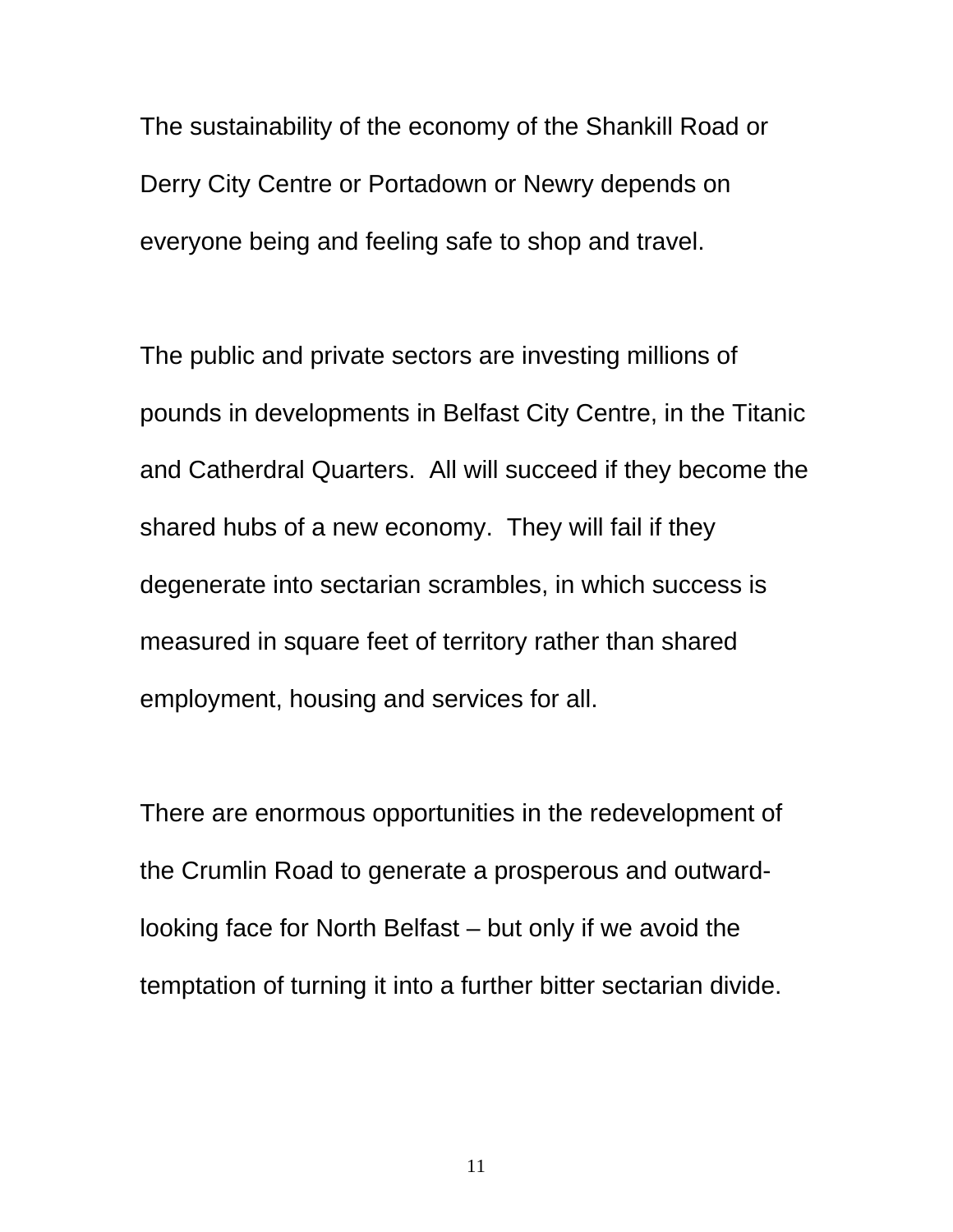The sustainability of the economy of the Shankill Road or Derry City Centre or Portadown or Newry depends on everyone being and feeling safe to shop and travel.

The public and private sectors are investing millions of pounds in developments in Belfast City Centre, in the Titanic and Catherdral Quarters. All will succeed if they become the shared hubs of a new economy. They will fail if they degenerate into sectarian scrambles, in which success is measured in square feet of territory rather than shared employment, housing and services for all.

There are enormous opportunities in the redevelopment of the Crumlin Road to generate a prosperous and outward-looking face for North Belfast – but only if we avoid the temptation of turning it into a further bitter sectarian divide.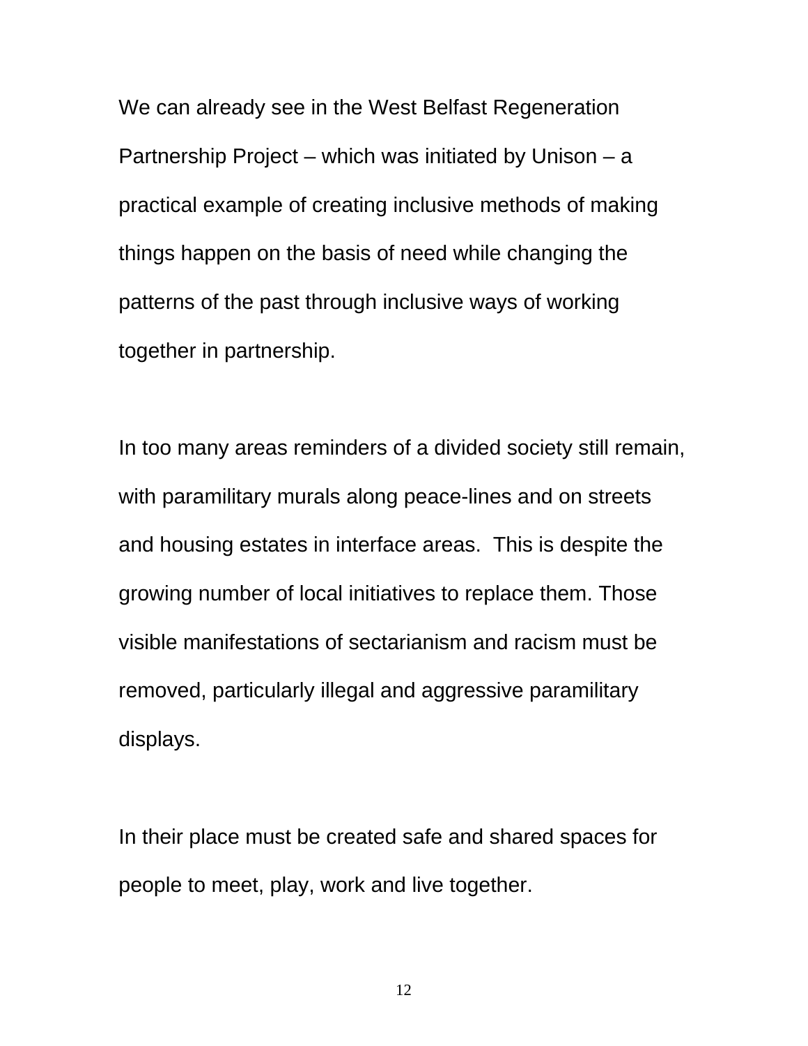We can already see in the West Belfast Regeneration Partnership Project – which was initiated by Unison – a practical example of creating inclusive methods of making things happen on the basis of need while changing the patterns of the past through inclusive ways of working together in partnership.

In too many areas reminders of a divided society still remain, with paramilitary murals along peace-lines and on streets and housing estates in interface areas. This is despite the growing number of local initiatives to replace them. Those visible manifestations of sectarianism and racism must be removed, particularly illegal and aggressive paramilitary displays.

In their place must be created safe and shared spaces for people to meet, play, work and live together.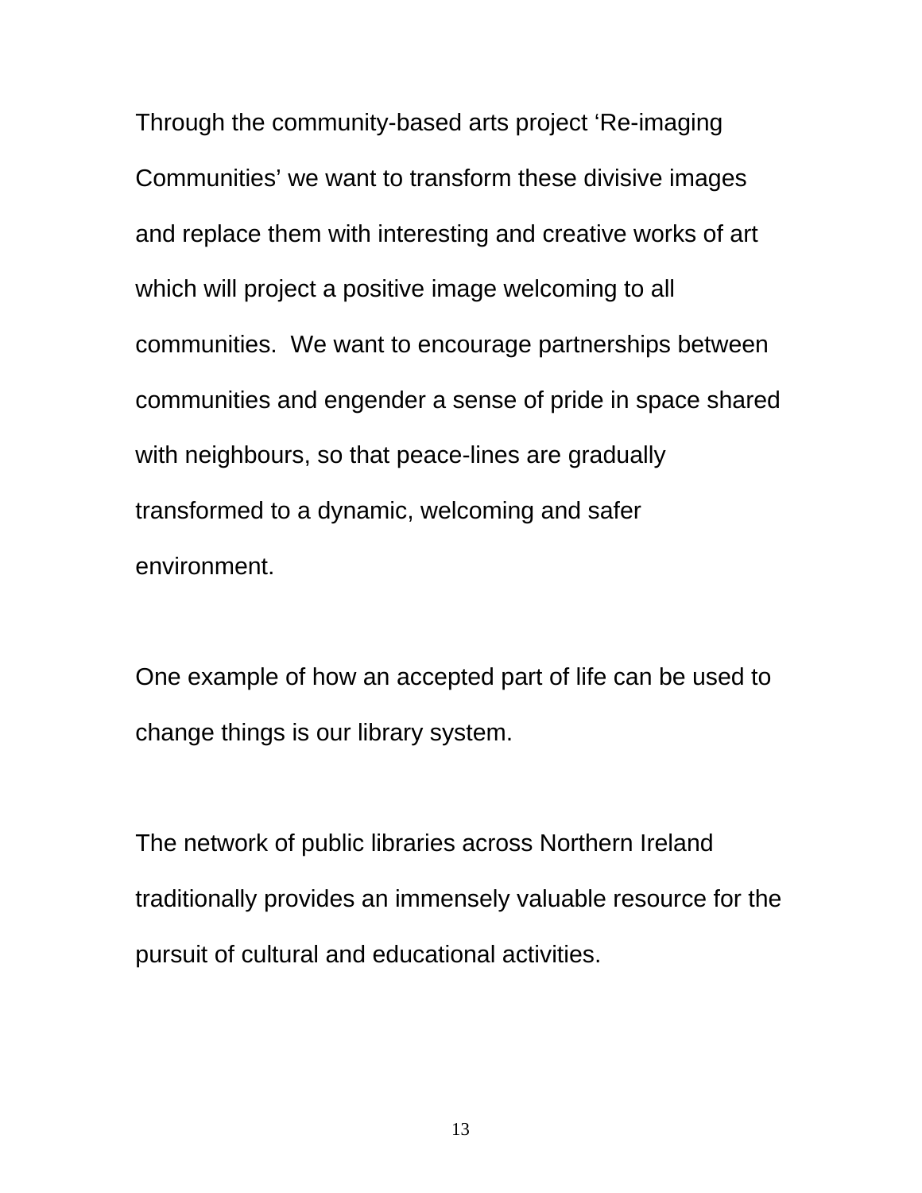Through the community-based arts project 'Re-imaging Communities' we want to transform these divisive images and replace them with interesting and creative works of art which will project a positive image welcoming to all communities.  We want to encourage partnerships between communities and engender a sense of pride in space shared with neighbours, so that peace-lines are gradually transformed to a dynamic, welcoming and safer environment.

One example of how an accepted part of life can be used to change things is our library system.

The network of public libraries across Northern Ireland traditionally provides an immensely valuable resource for the pursuit of cultural and educational activities.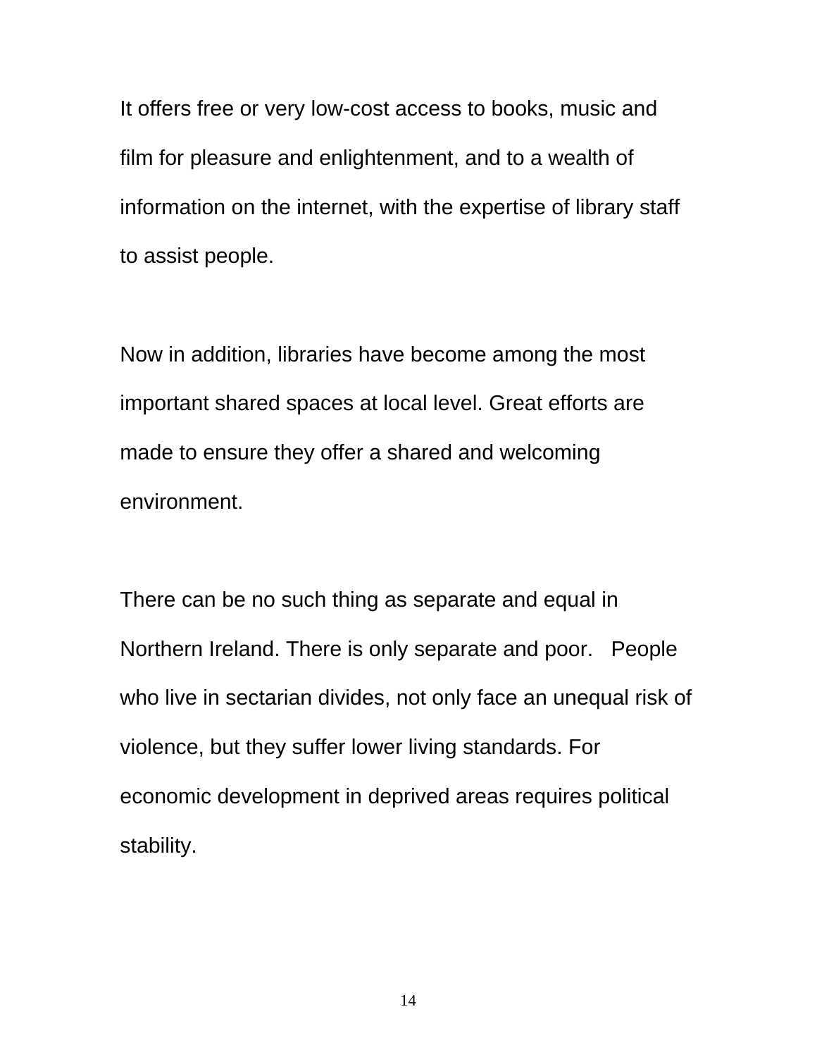It offers free or very low-cost access to books, music and film for pleasure and enlightenment, and to a wealth of information on the internet, with the expertise of library staff to assist people.

Now in addition, libraries have become among the most important shared spaces at local level. Great efforts are made to ensure they offer a shared and welcoming environment.

There can be no such thing as separate and equal in Northern Ireland. There is only separate and poor. People who live in sectarian divides, not only face an unequal risk of violence, but they suffer lower living standards. For economic development in deprived areas requires political stability.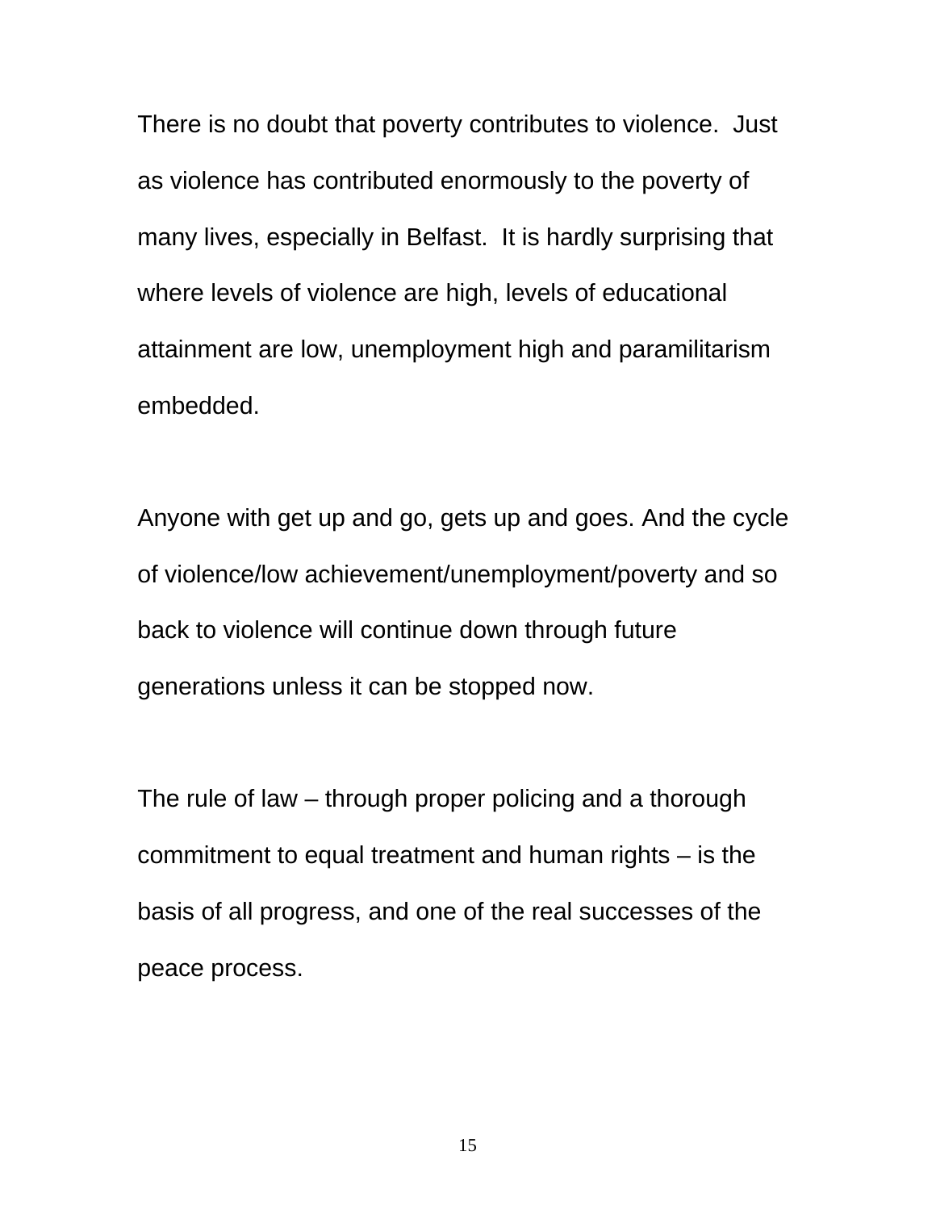There is no doubt that poverty contributes to violence. Just as violence has contributed enormously to the poverty of many lives, especially in Belfast. It is hardly surprising that where levels of violence are high, levels of educational attainment are low, unemployment high and paramilitarism embedded.

Anyone with get up and go, gets up and goes. And the cycle of violence/low achievement/unemployment/poverty and so back to violence will continue down through future generations unless it can be stopped now.

The rule of law – through proper policing and a thorough commitment to equal treatment and human rights – is the basis of all progress, and one of the real successes of the peace process.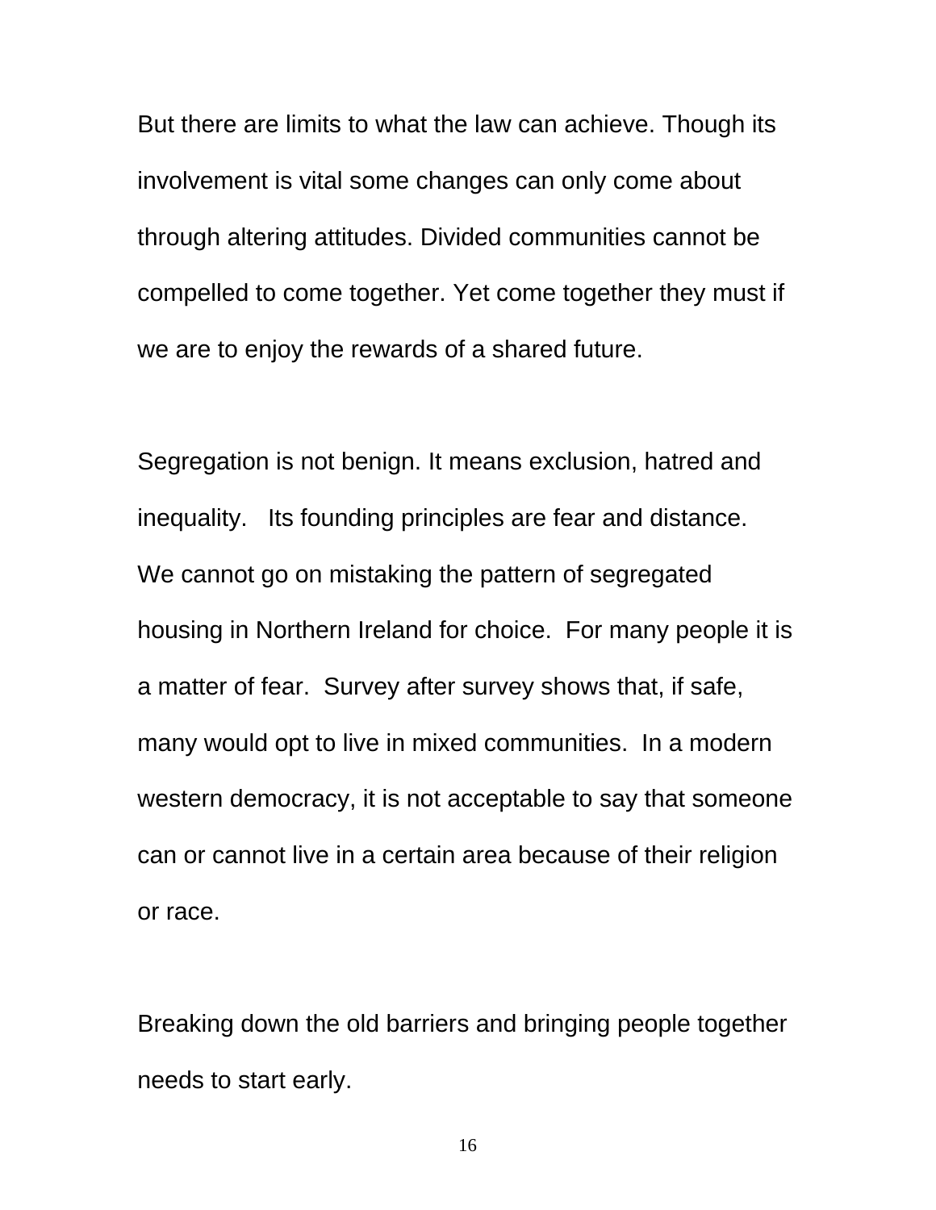But there are limits to what the law can achieve. Though its involvement is vital some changes can only come about through altering attitudes. Divided communities cannot be compelled to come together. Yet come together they must if we are to enjoy the rewards of a shared future.

Segregation is not benign. It means exclusion, hatred and inequality. Its founding principles are fear and distance. We cannot go on mistaking the pattern of segregated housing in Northern Ireland for choice. For many people it is a matter of fear. Survey after survey shows that, if safe, many would opt to live in mixed communities. In a modern western democracy, it is not acceptable to say that someone can or cannot live in a certain area because of their religion or race.

Breaking down the old barriers and bringing people together needs to start early.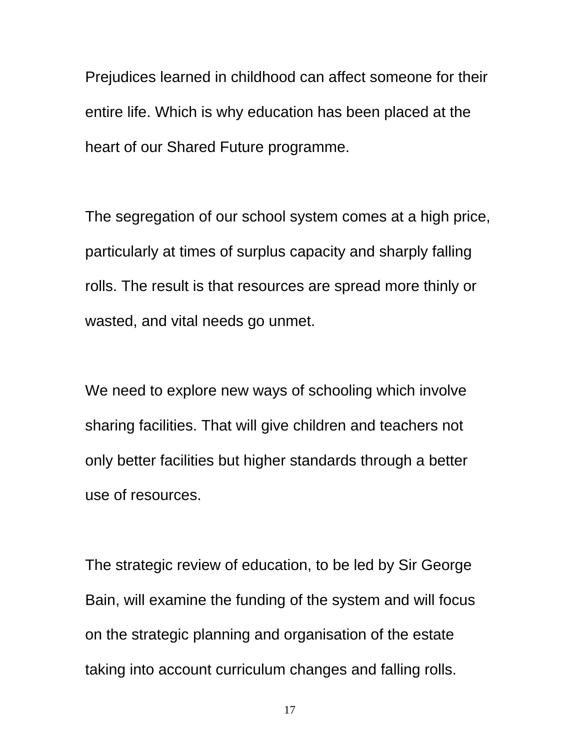Prejudices learned in childhood can affect someone for their entire life. Which is why education has been placed at the heart of our Shared Future programme.

The segregation of our school system comes at a high price, particularly at times of surplus capacity and sharply falling rolls. The result is that resources are spread more thinly or wasted, and vital needs go unmet.

We need to explore new ways of schooling which involve sharing facilities. That will give children and teachers not only better facilities but higher standards through a better use of resources.

The strategic review of education, to be led by Sir George Bain, will examine the funding of the system and will focus on the strategic planning and organisation of the estate taking into account curriculum changes and falling rolls.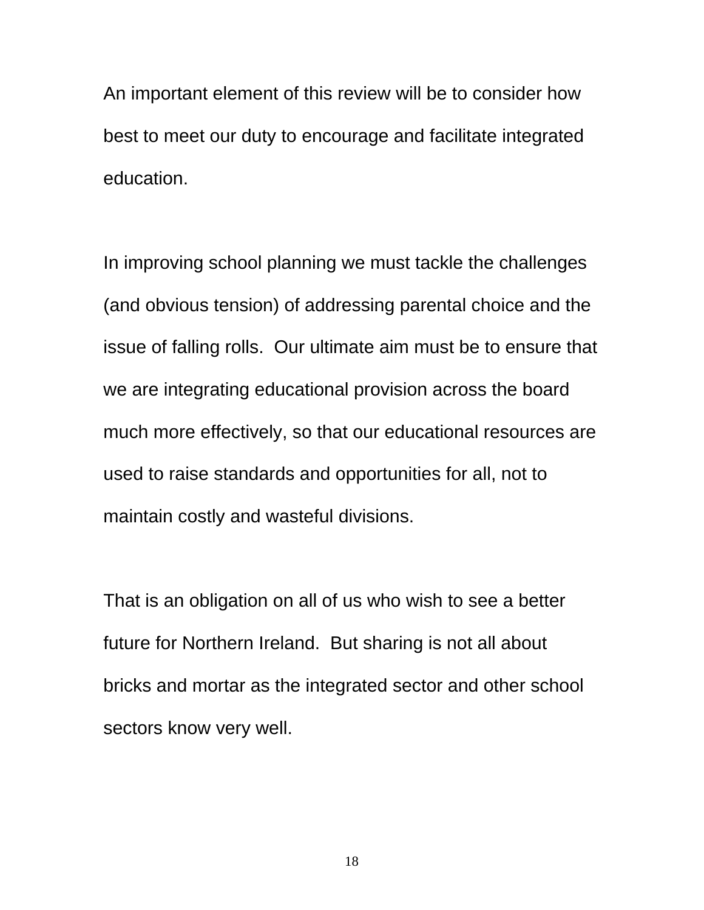An important element of this review will be to consider how best to meet our duty to encourage and facilitate integrated education.

In improving school planning we must tackle the challenges (and obvious tension) of addressing parental choice and the issue of falling rolls. Our ultimate aim must be to ensure that we are integrating educational provision across the board much more effectively, so that our educational resources are used to raise standards and opportunities for all, not to maintain costly and wasteful divisions.

That is an obligation on all of us who wish to see a better future for Northern Ireland. But sharing is not all about bricks and mortar as the integrated sector and other school sectors know very well.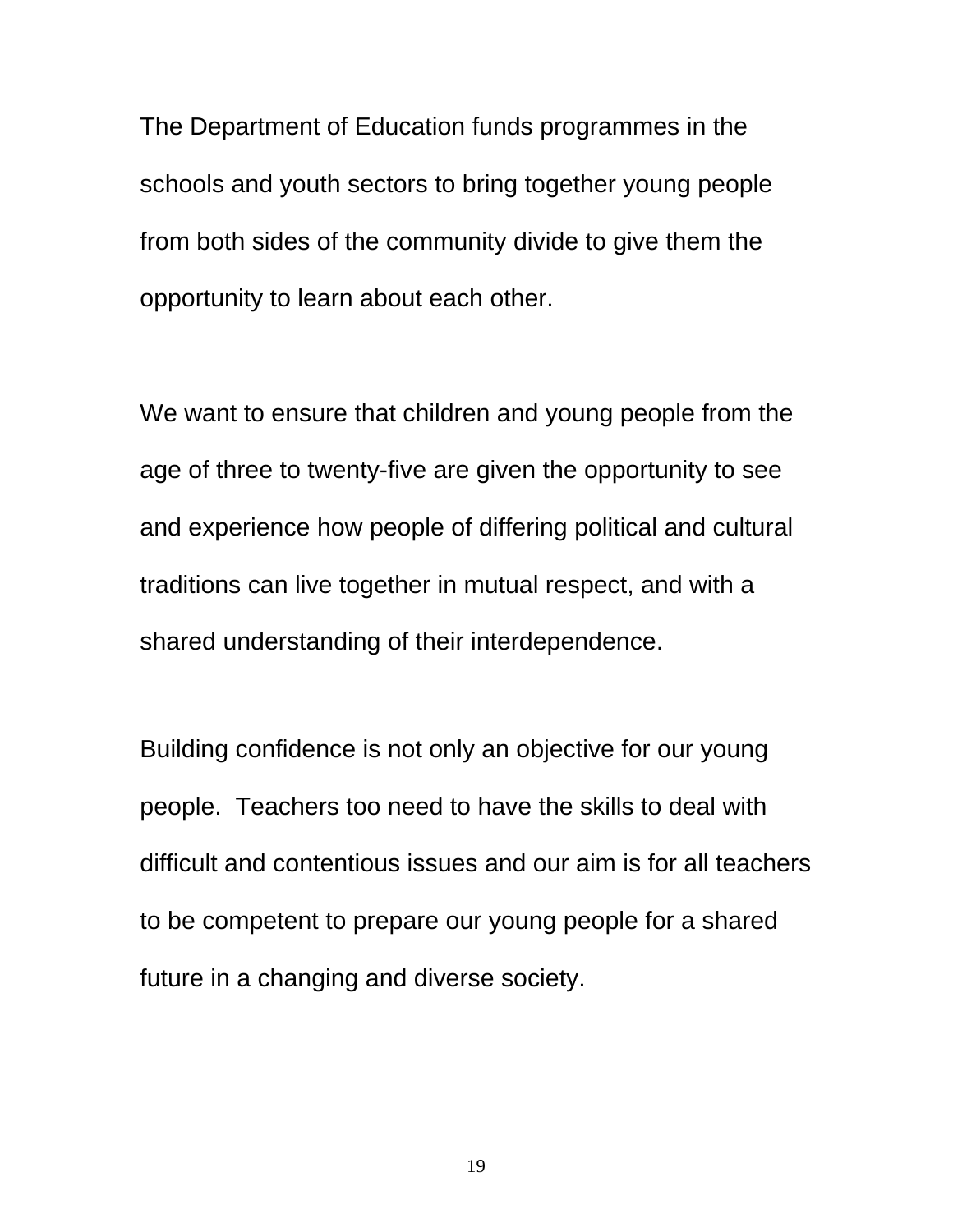The Department of Education funds programmes in the schools and youth sectors to bring together young people from both sides of the community divide to give them the opportunity to learn about each other.

We want to ensure that children and young people from the age of three to twenty-five are given the opportunity to see and experience how people of differing political and cultural traditions can live together in mutual respect, and with a shared understanding of their interdependence.

Building confidence is not only an objective for our young people.  Teachers too need to have the skills to deal with difficult and contentious issues and our aim is for all teachers to be competent to prepare our young people for a shared future in a changing and diverse society.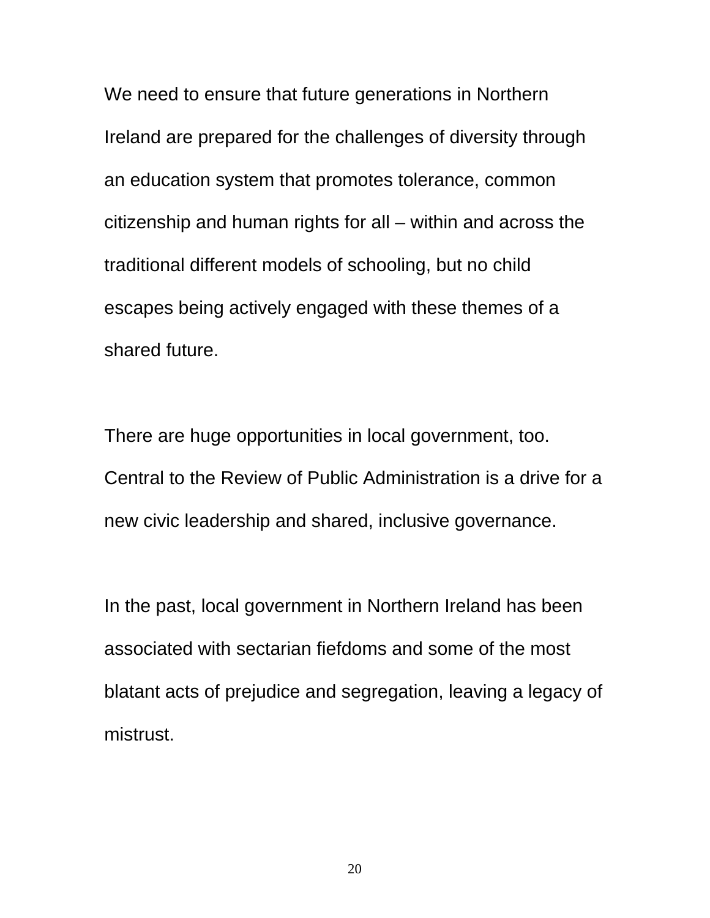We need to ensure that future generations in Northern Ireland are prepared for the challenges of diversity through an education system that promotes tolerance, common citizenship and human rights for all – within and across the traditional different models of schooling, but no child escapes being actively engaged with these themes of a shared future.

There are huge opportunities in local government, too. Central to the Review of Public Administration is a drive for a new civic leadership and shared, inclusive governance.

In the past, local government in Northern Ireland has been associated with sectarian fiefdoms and some of the most blatant acts of prejudice and segregation, leaving a legacy of mistrust.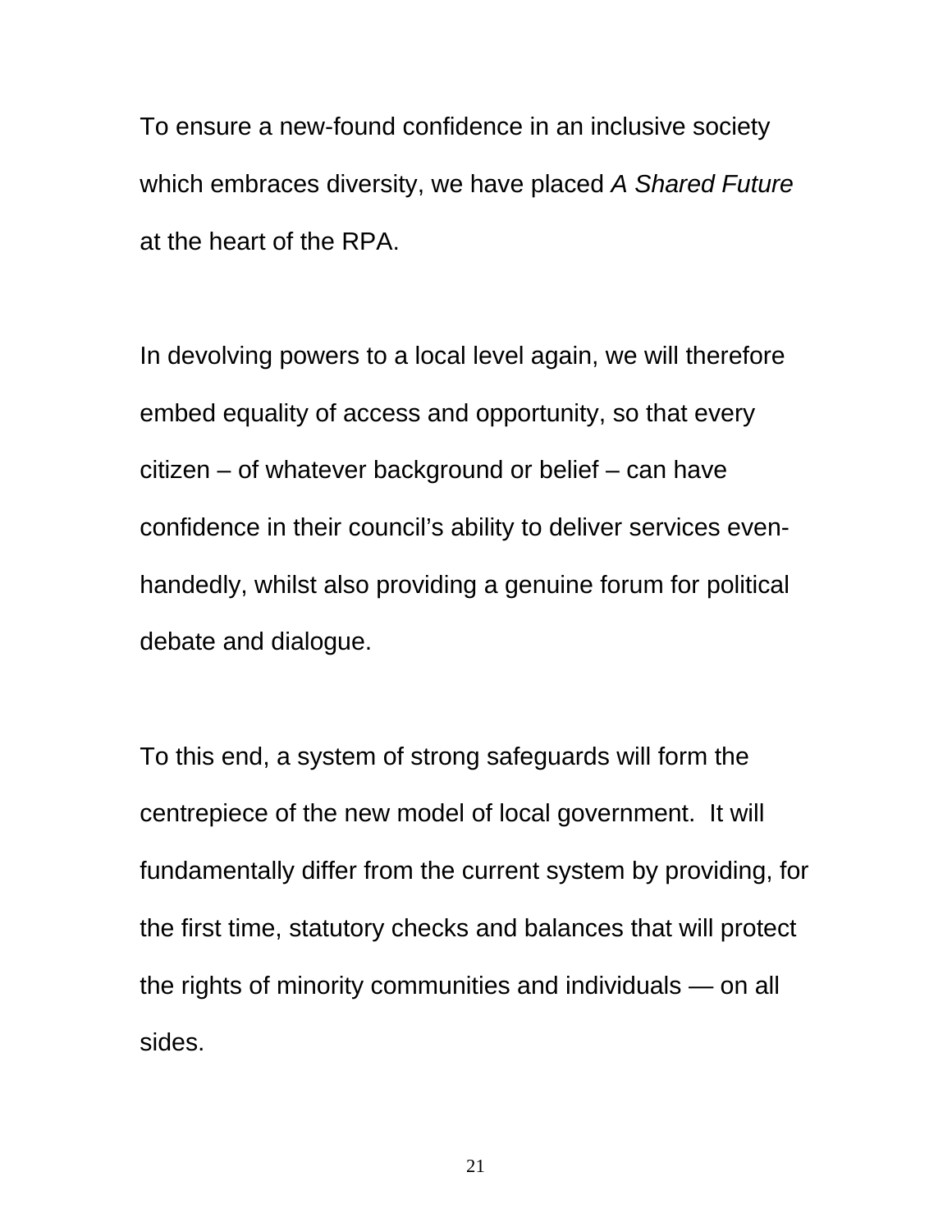To ensure a new-found confidence in an inclusive society which embraces diversity, we have placed *A Shared Future* at the heart of the RPA.

In devolving powers to a local level again, we will therefore embed equality of access and opportunity, so that every citizen – of whatever background or belief – can have confidence in their council's ability to deliver services even-handedly, whilst also providing a genuine forum for political debate and dialogue.

To this end, a system of strong safeguards will form the centrepiece of the new model of local government. It will fundamentally differ from the current system by providing, for the first time, statutory checks and balances that will protect the rights of minority communities and individuals — on all sides.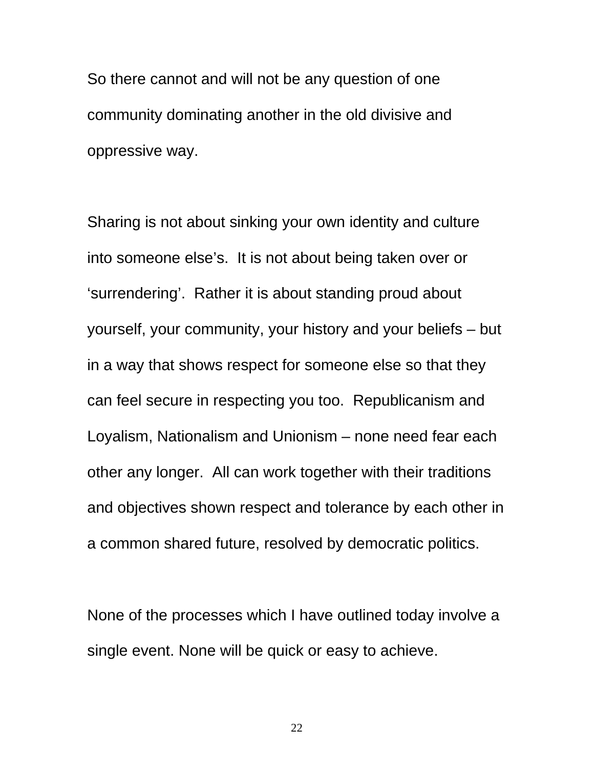So there cannot and will not be any question of one community dominating another in the old divisive and oppressive way.

Sharing is not about sinking your own identity and culture into someone else's. It is not about being taken over or 'surrendering'. Rather it is about standing proud about yourself, your community, your history and your beliefs – but in a way that shows respect for someone else so that they can feel secure in respecting you too. Republicanism and Loyalism, Nationalism and Unionism – none need fear each other any longer. All can work together with their traditions and objectives shown respect and tolerance by each other in a common shared future, resolved by democratic politics.

None of the processes which I have outlined today involve a single event. None will be quick or easy to achieve.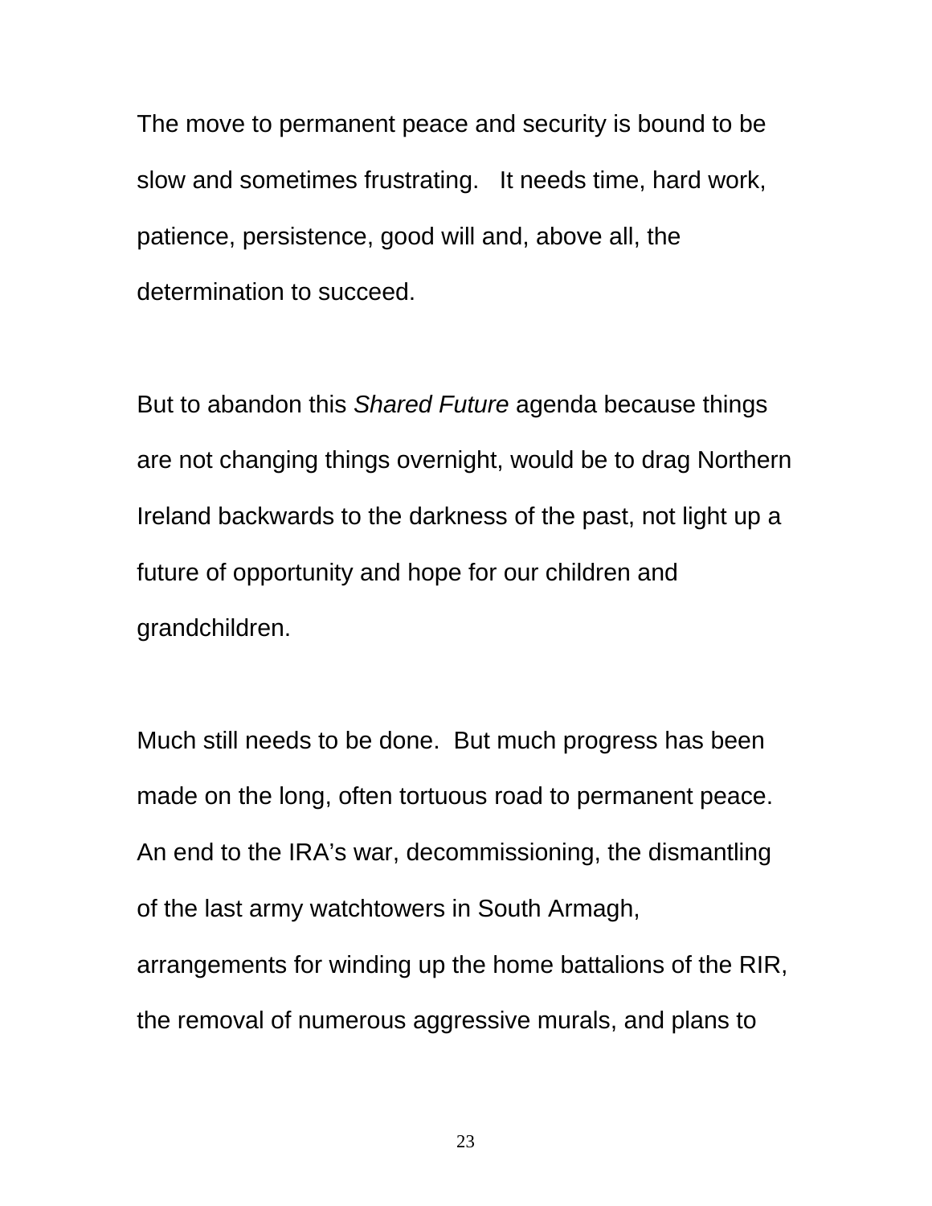The move to permanent peace and security is bound to be slow and sometimes frustrating.   It needs time, hard work, patience, persistence, good will and, above all, the determination to succeed.

But to abandon this *Shared Future* agenda because things are not changing things overnight, would be to drag Northern Ireland backwards to the darkness of the past, not light up a future of opportunity and hope for our children and grandchildren.

Much still needs to be done.  But much progress has been made on the long, often tortuous road to permanent peace. An end to the IRA's war, decommissioning, the dismantling of the last army watchtowers in South Armagh, arrangements for winding up the home battalions of the RIR, the removal of numerous aggressive murals, and plans to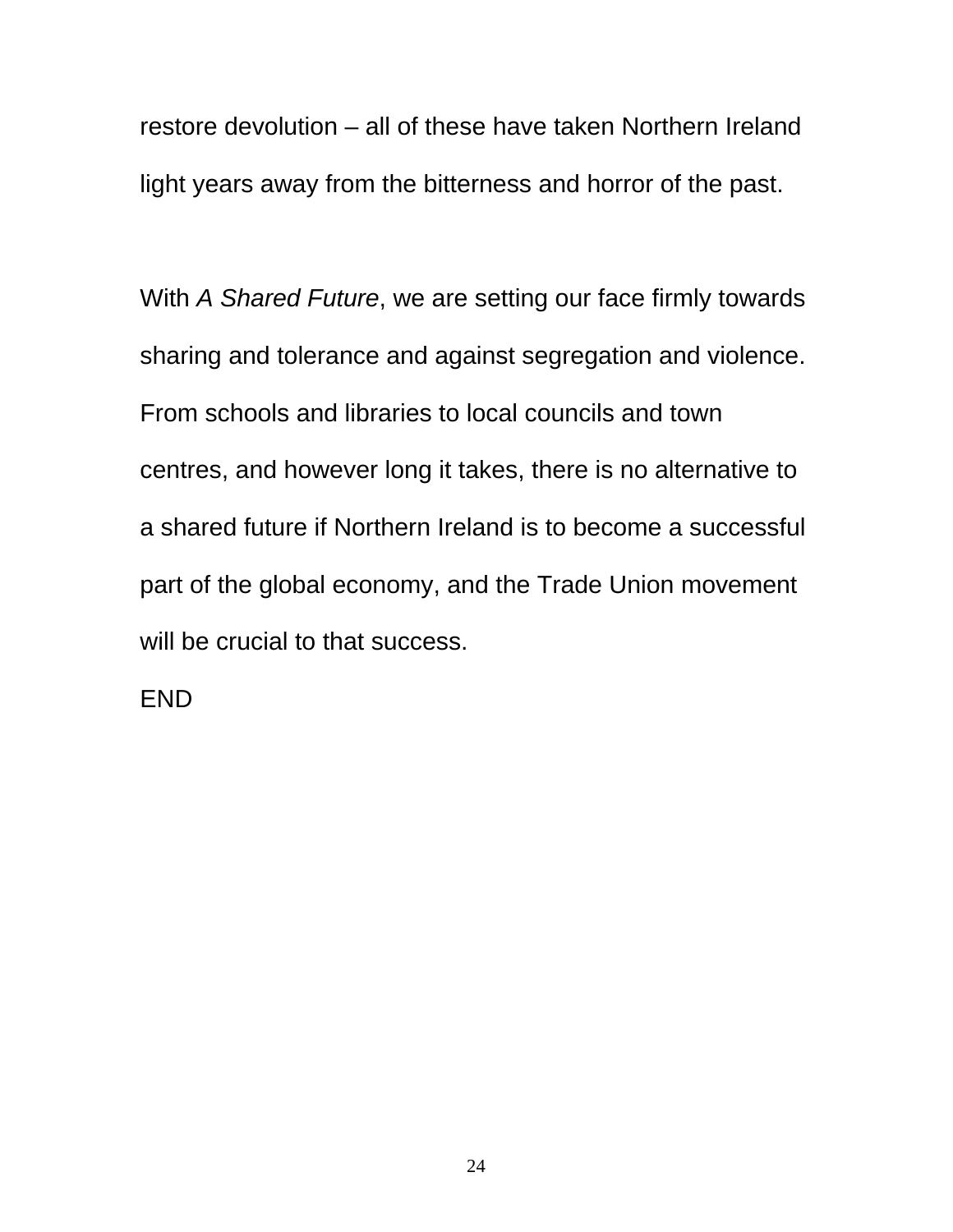restore devolution – all of these have taken Northern Ireland light years away from the bitterness and horror of the past.

With *A Shared Future*, we are setting our face firmly towards sharing and tolerance and against segregation and violence. From schools and libraries to local councils and town centres, and however long it takes, there is no alternative to a shared future if Northern Ireland is to become a successful part of the global economy, and the Trade Union movement will be crucial to that success.

END